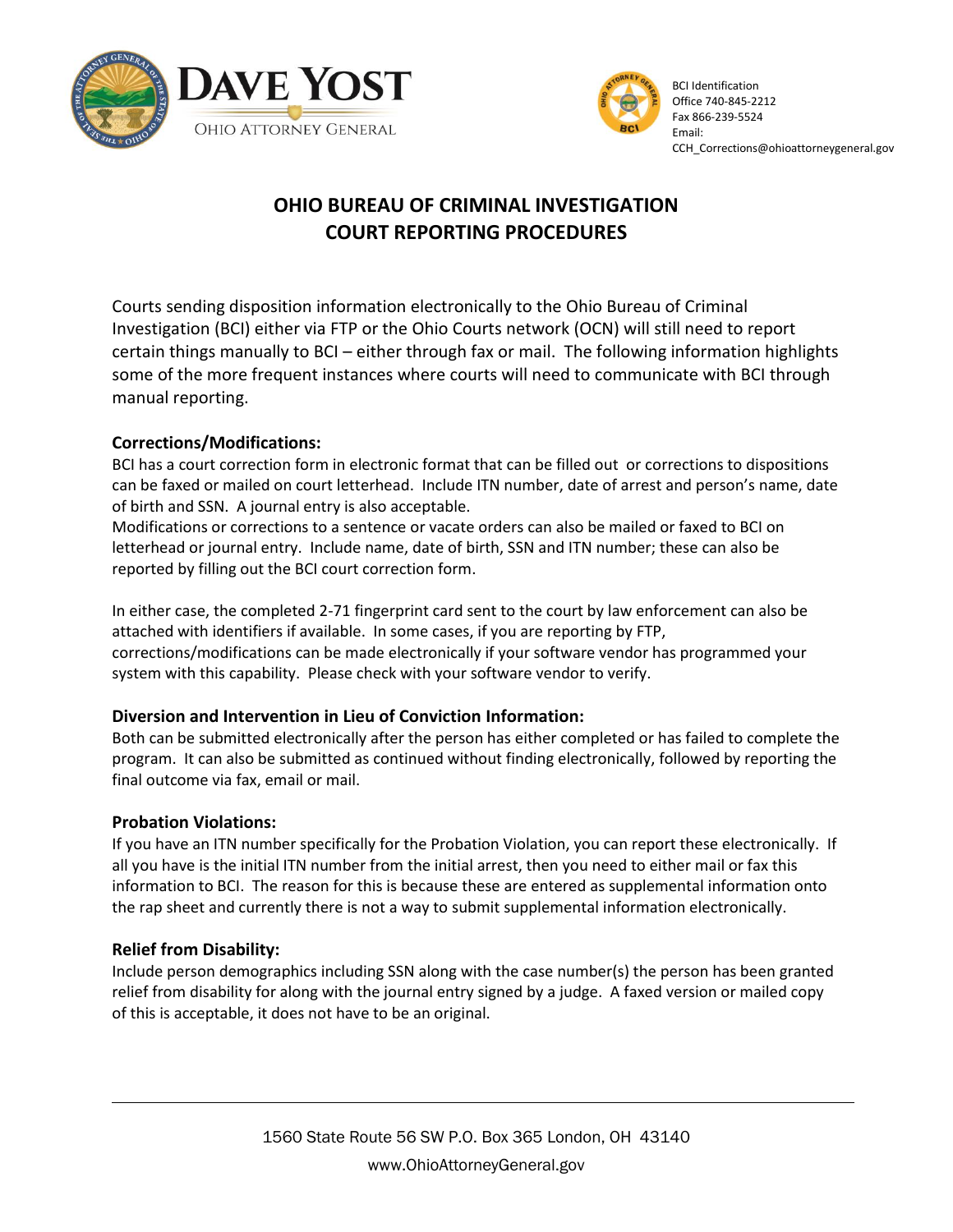DAVE YOST
OHIO ATTORNEY GENERAL

BCI Identification
Office 740-845-2212
Fax 866-239-5524
Email:
CCH_Corrections@ohioattorneygeneral.gov

# OHIO BUREAU OF CRIMINAL INVESTIGATION
# COURT REPORTING PROCEDURES

Courts sending disposition information electronically to the Ohio Bureau of Criminal Investigation (BCI) either via FTP or the Ohio Courts network (OCN) will still need to report certain things manually to BCI – either through fax or mail. The following information highlights some of the more frequent instances where courts will need to communicate with BCI through manual reporting.

**Corrections/Modifications:**

BCI has a court correction form in electronic format that can be filled out or corrections to dispositions can be faxed or mailed on court letterhead. Include ITN number, date of arrest and person's name, date of birth and SSN. A journal entry is also acceptable.
Modifications or corrections to a sentence or vacate orders can also be mailed or faxed to BCI on letterhead or journal entry. Include name, date of birth, SSN and ITN number; these can also be reported by filling out the BCI court correction form.

In either case, the completed 2-71 fingerprint card sent to the court by law enforcement can also be attached with identifiers if available. In some cases, if you are reporting by FTP, corrections/modifications can be made electronically if your software vendor has programmed your system with this capability. Please check with your software vendor to verify.

**Diversion and Intervention in Lieu of Conviction Information:**

Both can be submitted electronically after the person has either completed or has failed to complete the program. It can also be submitted as continued without finding electronically, followed by reporting the final outcome via fax, email or mail.

**Probation Violations:**

If you have an ITN number specifically for the Probation Violation, you can report these electronically. If all you have is the initial ITN number from the initial arrest, then you need to either mail or fax this information to BCI. The reason for this is because these are entered as supplemental information onto the rap sheet and currently there is not a way to submit supplemental information electronically.

**Relief from Disability:**

Include person demographics including SSN along with the case number(s) the person has been granted relief from disability for along with the journal entry signed by a judge. A faxed version or mailed copy of this is acceptable, it does not have to be an original.

1560 State Route 56 SW P.O. Box 365 London, OH 43140
www.OhioAttorneyGeneral.gov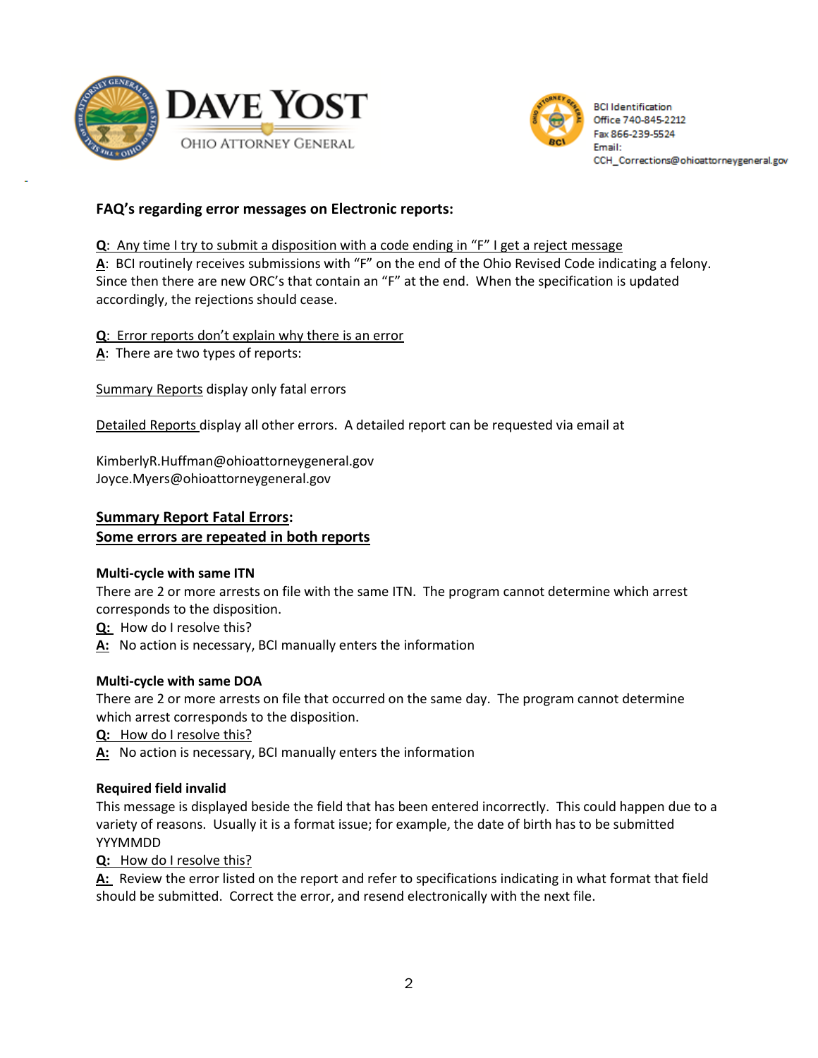# FAQ's regarding error messages on Electronic reports:

**Q**: Any time I try to submit a disposition with a code ending in "F" I get a reject message
**A**: BCI routinely receives submissions with "F" on the end of the Ohio Revised Code indicating a felony. Since then there are new ORC's that contain an "F" at the end. When the specification is updated accordingly, the rejections should cease.

**Q**: Error reports don't explain why there is an error
**A**: There are two types of reports:

Summary Reports display only fatal errors

Detailed Reports display all other errors. A detailed report can be requested via email at

KimberlyR.Huffman@ohioattorneygeneral.gov
Joyce.Myers@ohioattorneygeneral.gov

## Summary Report Fatal Errors:
## Some errors are repeated in both reports

**Multi-cycle with same ITN**
There are 2 or more arrests on file with the same ITN. The program cannot determine which arrest corresponds to the disposition.
**Q:** How do I resolve this?
**A:** No action is necessary, BCI manually enters the information

**Multi-cycle with same DOA**
There are 2 or more arrests on file that occurred on the same day. The program cannot determine which arrest corresponds to the disposition.
**Q:** How do I resolve this?
**A:** No action is necessary, BCI manually enters the information

**Required field invalid**
This message is displayed beside the field that has been entered incorrectly. This could happen due to a variety of reasons. Usually it is a format issue; for example, the date of birth has to be submitted YYYMMDD
**Q:** How do I resolve this?
**A:** Review the error listed on the report and refer to specifications indicating in what format that field should be submitted. Correct the error, and resend electronically with the next file.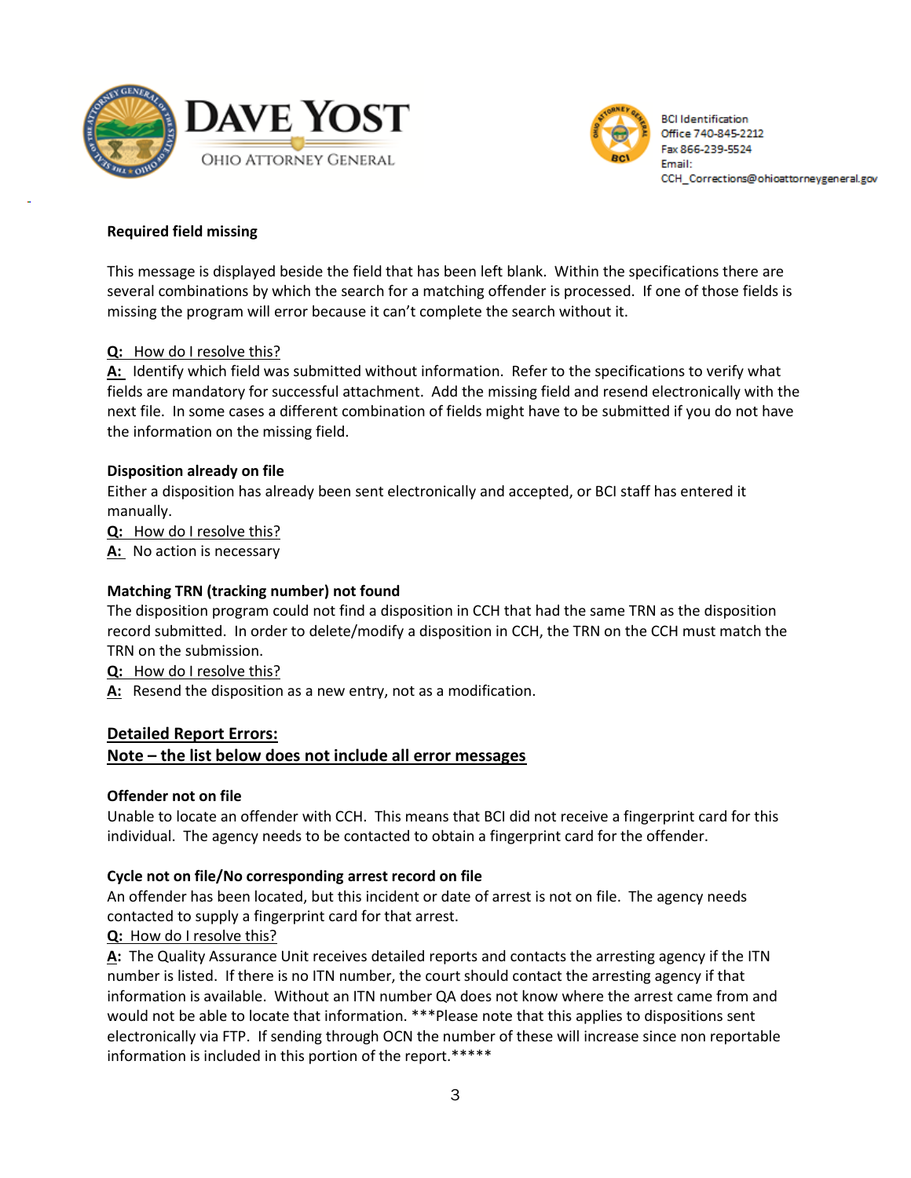**Required field missing**

This message is displayed beside the field that has been left blank. Within the specifications there are several combinations by which the search for a matching offender is processed. If one of those fields is missing the program will error because it can't complete the search without it.

Q: How do I resolve this?
A: Identify which field was submitted without information. Refer to the specifications to verify what fields are mandatory for successful attachment. Add the missing field and resend electronically with the next file. In some cases a different combination of fields might have to be submitted if you do not have the information on the missing field.

**Disposition already on file**

Either a disposition has already been sent electronically and accepted, or BCI staff has entered it manually.

Q: How do I resolve this?
A: No action is necessary

**Matching TRN (tracking number) not found**

The disposition program could not find a disposition in CCH that had the same TRN as the disposition record submitted. In order to delete/modify a disposition in CCH, the TRN on the CCH must match the TRN on the submission.

Q: How do I resolve this?
A: Resend the disposition as a new entry, not as a modification.

## Detailed Report Errors:
## Note – the list below does not include all error messages

**Offender not on file**

Unable to locate an offender with CCH. This means that BCI did not receive a fingerprint card for this individual. The agency needs to be contacted to obtain a fingerprint card for the offender.

**Cycle not on file/No corresponding arrest record on file**

An offender has been located, but this incident or date of arrest is not on file. The agency needs contacted to supply a fingerprint card for that arrest.

Q: How do I resolve this?
A: The Quality Assurance Unit receives detailed reports and contacts the arresting agency if the ITN number is listed. If there is no ITN number, the court should contact the arresting agency if that information is available. Without an ITN number QA does not know where the arrest came from and would not be able to locate that information. ***Please note that this applies to dispositions sent electronically via FTP. If sending through OCN the number of these will increase since non reportable information is included in this portion of the report.*****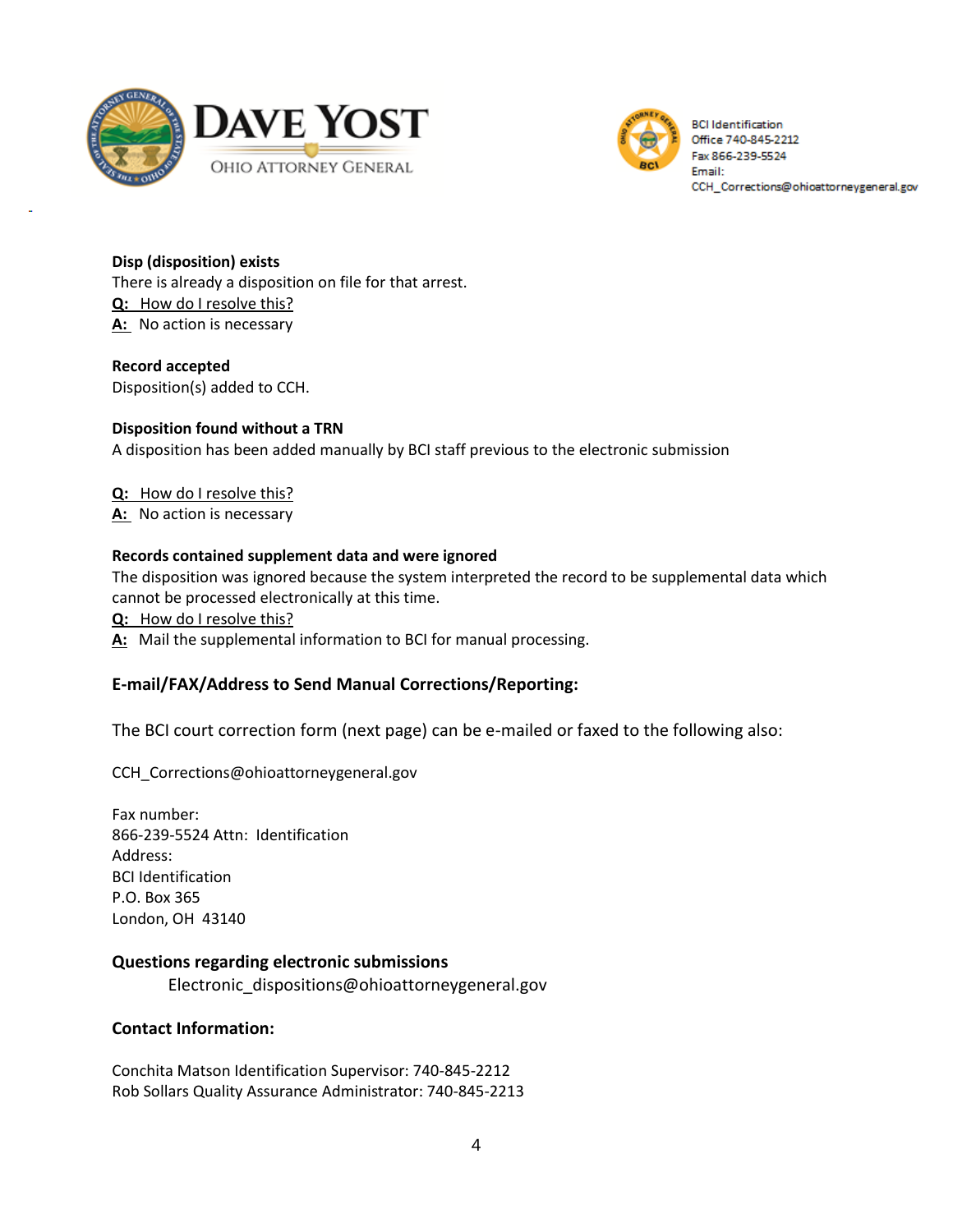**Disp (disposition) exists**
There is already a disposition on file for that arrest.
**Q:** How do I resolve this?
**A:** No action is necessary

**Record accepted**
Disposition(s) added to CCH.

**Disposition found without a TRN**
A disposition has been added manually by BCI staff previous to the electronic submission

**Q:** How do I resolve this?
**A:** No action is necessary

**Records contained supplement data and were ignored**
The disposition was ignored because the system interpreted the record to be supplemental data which cannot be processed electronically at this time.
**Q:** How do I resolve this?
**A:** Mail the supplemental information to BCI for manual processing.

### E-mail/FAX/Address to Send Manual Corrections/Reporting:

The BCI court correction form (next page) can be e-mailed or faxed to the following also:

CCH_Corrections@ohioattorneygeneral.gov

Fax number:
866-239-5524 Attn: Identification
Address:
BCI Identification
P.O. Box 365
London, OH 43140

### Questions regarding electronic submissions

Electronic_dispositions@ohioattorneygeneral.gov

### Contact Information:

Conchita Matson Identification Supervisor: 740-845-2212
Rob Sollars Quality Assurance Administrator: 740-845-2213